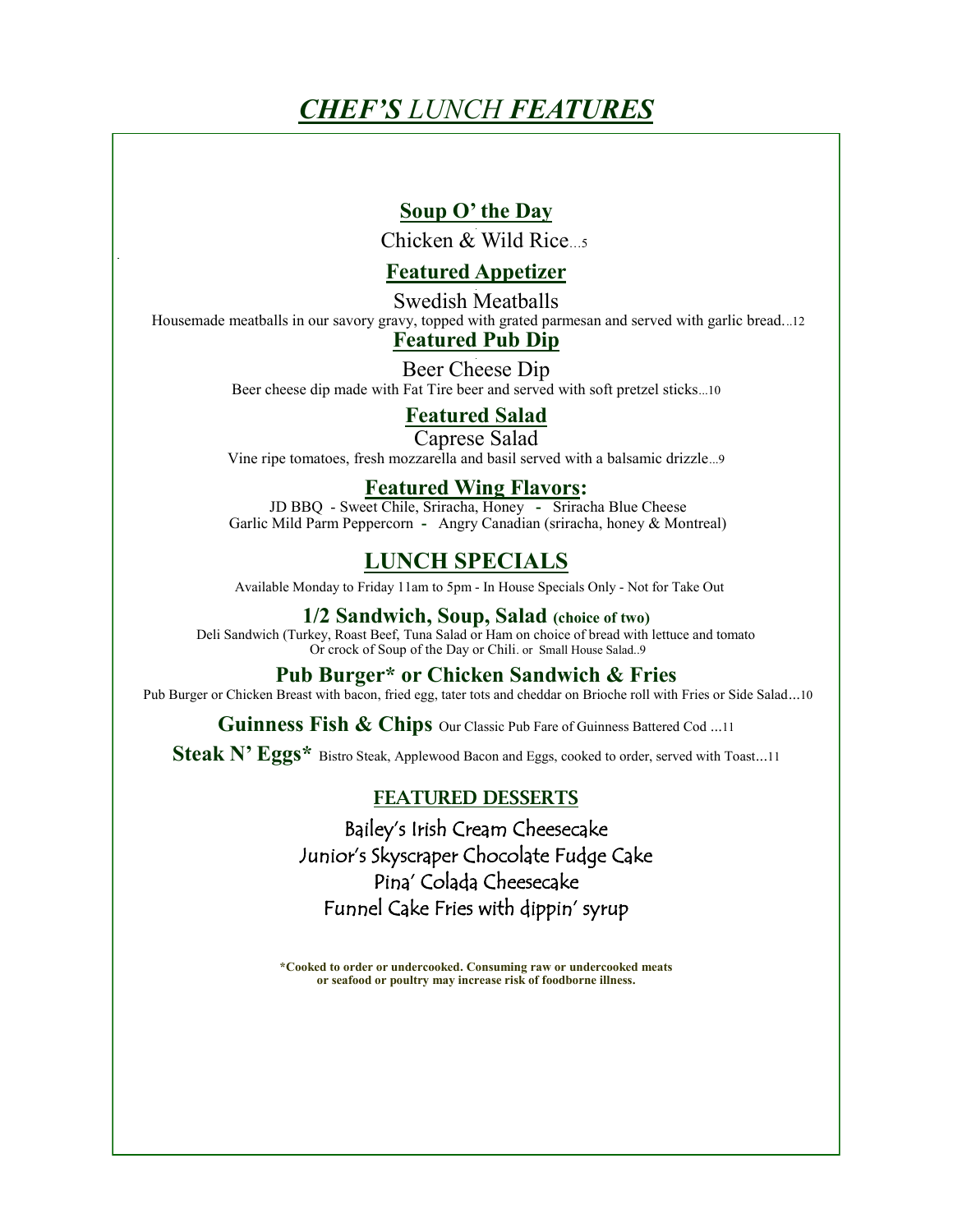# *CHEF'S* LUNCH *FEATURES*

## Soup O' the Day

Chicken & Wild Rice...5

## Featured Appetizer

Swedish Meatballs

Housemade meatballs in our savory gravy, topped with grated parmesan and served with garlic bread...12

## Featured Pub Dip

Beer Cheese Dip

Beer cheese dip made with Fat Tire beer and served with soft pretzel sticks...10

## Featured Salad

Caprese Salad

Vine ripe tomatoes, fresh mozzarella and basil served with a balsamic drizzle...9

## Featured Wing Flavors:

JD BBQ - Sweet Chile, Sriracha, Honey - Sriracha Blue Cheese
Garlic Mild Parm Peppercorn - Angry Canadian (sriracha, honey & Montreal)

## LUNCH SPECIALS

Available Monday to Friday 11am to 5pm - In House Specials Only - Not for Take Out

### 1/2 Sandwich, Soup, Salad (choice of two)

Deli Sandwich (Turkey, Roast Beef, Tuna Salad or Ham on choice of bread with lettuce and tomato
Or crock of Soup of the Day or Chili. or Small House Salad..9

### Pub Burger* or Chicken Sandwich & Fries

Pub Burger or Chicken Breast with bacon, fried egg, tater tots and cheddar on Brioche roll with Fries or Side Salad...10

**Guinness Fish & Chips** Our Classic Pub Fare of Guinness Battered Cod ...11

**Steak N' Eggs*** Bistro Steak, Applewood Bacon and Eggs, cooked to order, served with Toast...11

## FEATURED DESSERTS

Bailey's Irish Cream Cheesecake
Junior's Skyscraper Chocolate Fudge Cake
Pina' Colada Cheesecake
Funnel Cake Fries with dippin' syrup

**\*Cooked to order or undercooked. Consuming raw or undercooked meats or seafood or poultry may increase risk of foodborne illness.**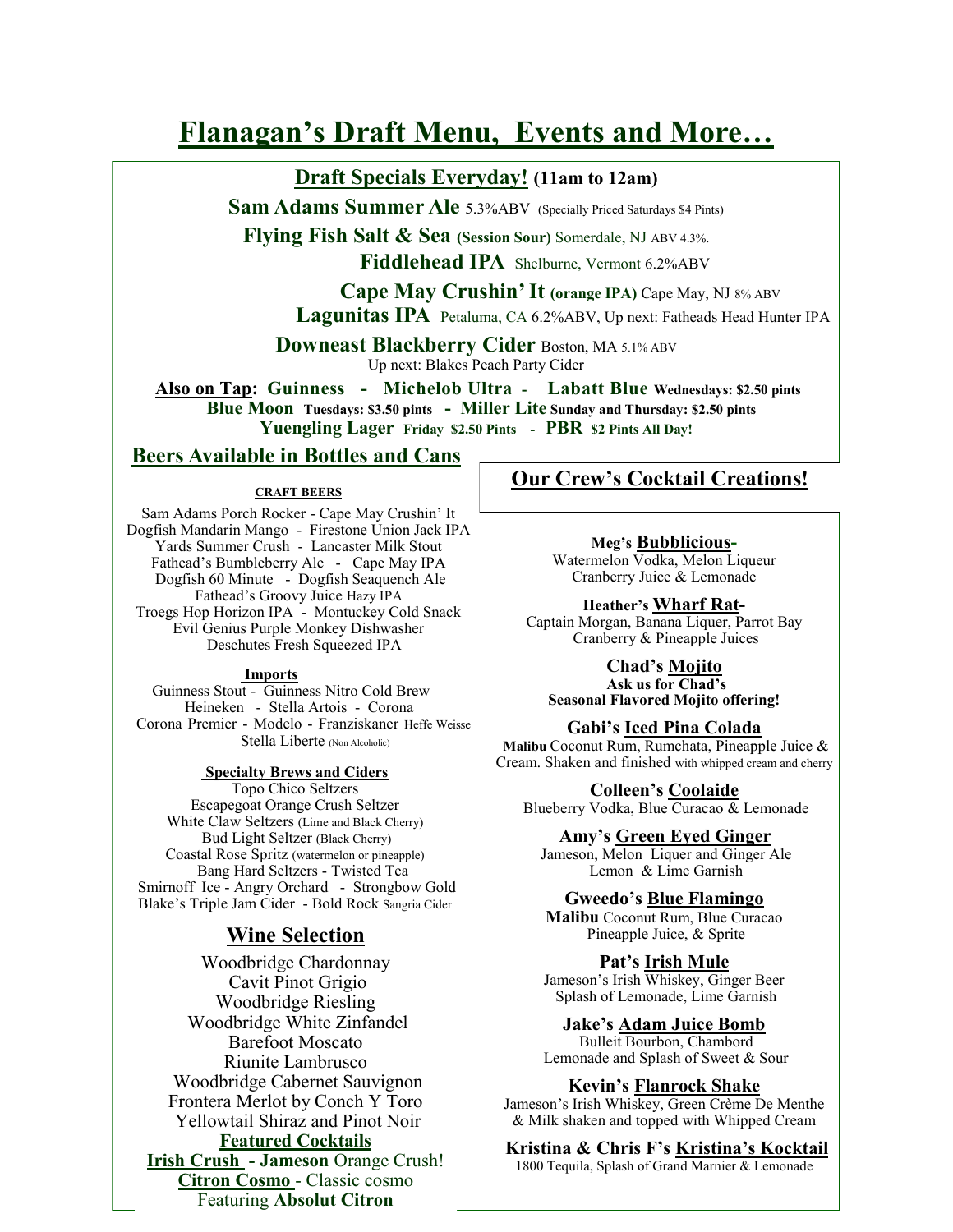# Flanagan's Draft Menu, Events and More…

## Draft Specials Everyday! (11am to 12am)

**Sam Adams Summer Ale** 5.3%ABV (Specially Priced Saturdays $4 Pints)

**Flying Fish Salt & Sea (Session Sour)** Somerdale, NJ ABV 4.3%.

**Fiddlehead IPA** Shelburne, Vermont 6.2%ABV

**Cape May Crushin' It (orange IPA)** Cape May, NJ 8% ABV

**Lagunitas IPA** Petaluma, CA 6.2%ABV, Up next: Fatheads Head Hunter IPA

**Downeast Blackberry Cider** Boston, MA 5.1% ABV
Up next: Blakes Peach Party Cider

**Also on Tap: Guinness - Michelob Ultra - Labatt Blue Wednesdays: $2.50 pints**
**Blue Moon Tuesdays: $3.50 pints - Miller Lite Sunday and Thursday: $2.50 pints**
**Yuengling Lager Friday $2.50 Pints - PBR $2 Pints All Day!**

## Beers Available in Bottles and Cans

### CRAFT BEERS

Sam Adams Porch Rocker - Cape May Crushin' It
Dogfish Mandarin Mango - Firestone Union Jack IPA
Yards Summer Crush - Lancaster Milk Stout
Fathead's Bumbleberry Ale - Cape May IPA
Dogfish 60 Minute - Dogfish Seaquench Ale
Fathead's Groovy Juice Hazy IPA
Troegs Hop Horizon IPA - Montuckey Cold Snack
Evil Genius Purple Monkey Dishwasher
Deschutes Fresh Squeezed IPA

### Imports

Guinness Stout - Guinness Nitro Cold Brew
Heineken - Stella Artois - Corona
Corona Premier - Modelo - Franziskaner Heffe Weisse
Stella Liberte (Non Alcoholic)

### Specialty Brews and Ciders

Topo Chico Seltzers
Escapegoat Orange Crush Seltzer
White Claw Seltzers (Lime and Black Cherry)
Bud Light Seltzer (Black Cherry)
Coastal Rose Spritz (watermelon or pineapple)
Bang Hard Seltzers - Twisted Tea
Smirnoff Ice - Angry Orchard - Strongbow Gold
Blake's Triple Jam Cider - Bold Rock Sangria Cider

## Wine Selection

Woodbridge Chardonnay
Cavit Pinot Grigio
Woodbridge Riesling
Woodbridge White Zinfandel
Barefoot Moscato
Riunite Lambrusco
Woodbridge Cabernet Sauvignon
Frontera Merlot by Conch Y Toro
Yellowtail Shiraz and Pinot Noir

### Featured Cocktails

**Irish Crush - Jameson** Orange Crush!
**Citron Cosmo** - Classic cosmo
Featuring **Absolut Citron**

## Our Crew's Cocktail Creations!

**Meg's Bubblicious-**
Watermelon Vodka, Melon Liqueur
Cranberry Juice & Lemonade

**Heather's Wharf Rat-**
Captain Morgan, Banana Liquer, Parrot Bay
Cranberry & Pineapple Juices

**Chad's Mojito**
**Ask us for Chad's**
**Seasonal Flavored Mojito offering!**

**Gabi's Iced Pina Colada**
**Malibu** Coconut Rum, Rumchata, Pineapple Juice & Cream. Shaken and finished with whipped cream and cherry

**Colleen's Coolaide**
Blueberry Vodka, Blue Curacao & Lemonade

**Amy's Green Eyed Ginger**
Jameson, Melon Liquer and Ginger Ale
Lemon & Lime Garnish

**Gweedo's Blue Flamingo**
**Malibu** Coconut Rum, Blue Curacao
Pineapple Juice, & Sprite

**Pat's Irish Mule**
Jameson's Irish Whiskey, Ginger Beer
Splash of Lemonade, Lime Garnish

**Jake's Adam Juice Bomb**
Bulleit Bourbon, Chambord
Lemonade and Splash of Sweet & Sour

**Kevin's Flanrock Shake**
Jameson's Irish Whiskey, Green Crème De Menthe
& Milk shaken and topped with Whipped Cream

**Kristina & Chris F's Kristina's Kocktail**
1800 Tequila, Splash of Grand Marnier & Lemonade